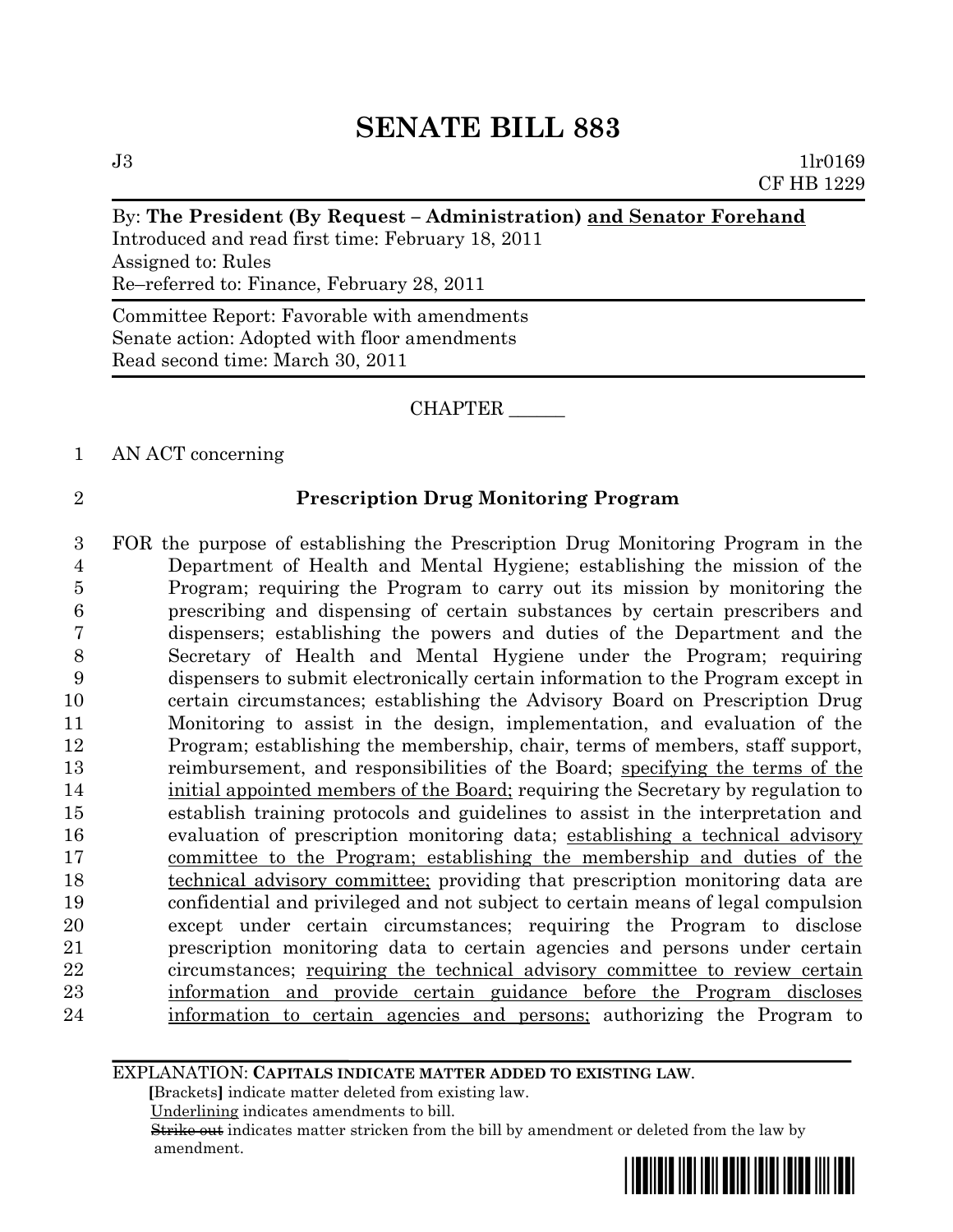# SENATE BILL 883

J3 1lr0169
CF HB 1229

By: **The President (By Request – Administration)** <u>**and Senator Forehand**</u>
Introduced and read first time: February 18, 2011
Assigned to: Rules
Re–referred to: Finance, February 28, 2011

Committee Report: Favorable with amendments
Senate action: Adopted with floor amendments
Read second time: March 30, 2011

CHAPTER ______

AN ACT concerning

**Prescription Drug Monitoring Program**

FOR the purpose of establishing the Prescription Drug Monitoring Program in the Department of Health and Mental Hygiene; establishing the mission of the Program; requiring the Program to carry out its mission by monitoring the prescribing and dispensing of certain substances by certain prescribers and dispensers; establishing the powers and duties of the Department and the Secretary of Health and Mental Hygiene under the Program; requiring dispensers to submit electronically certain information to the Program except in certain circumstances; establishing the Advisory Board on Prescription Drug Monitoring to assist in the design, implementation, and evaluation of the Program; establishing the membership, chair, terms of members, staff support, reimbursement, and responsibilities of the Board; <u>specifying the terms of the initial appointed members of the Board;</u> requiring the Secretary by regulation to establish training protocols and guidelines to assist in the interpretation and evaluation of prescription monitoring data; <u>establishing a technical advisory committee to the Program; establishing the membership and duties of the technical advisory committee;</u> providing that prescription monitoring data are confidential and privileged and not subject to certain means of legal compulsion except under certain circumstances; requiring the Program to disclose prescription monitoring data to certain agencies and persons under certain circumstances; <u>requiring the technical advisory committee to review certain information and provide certain guidance before the Program discloses information to certain agencies and persons;</u> authorizing the Program to

EXPLANATION: **CAPITALS INDICATE MATTER ADDED TO EXISTING LAW.**
**[**Brackets**]** indicate matter deleted from existing law.
<u>Underlining</u> indicates amendments to bill.
~~Strike out~~ indicates matter stricken from the bill by amendment or deleted from the law by amendment.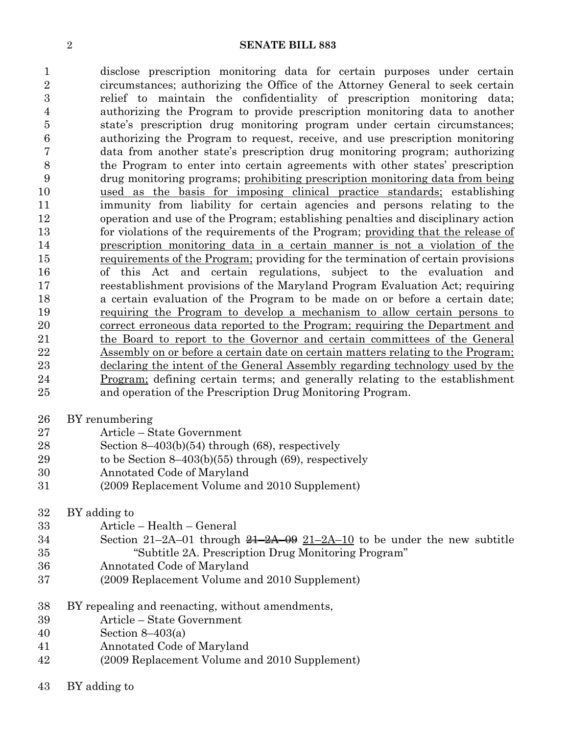disclose prescription monitoring data for certain purposes under certain circumstances; authorizing the Office of the Attorney General to seek certain relief to maintain the confidentiality of prescription monitoring data; authorizing the Program to provide prescription monitoring data to another state's prescription drug monitoring program under certain circumstances; authorizing the Program to request, receive, and use prescription monitoring data from another state's prescription drug monitoring program; authorizing the Program to enter into certain agreements with other states' prescription drug monitoring programs; <u>prohibiting prescription monitoring data from being used as the basis for imposing clinical practice standards;</u> establishing immunity from liability for certain agencies and persons relating to the operation and use of the Program; establishing penalties and disciplinary action for violations of the requirements of the Program; <u>providing that the release of prescription monitoring data in a certain manner is not a violation of the requirements of the Program;</u> providing for the termination of certain provisions of this Act and certain regulations, subject to the evaluation and reestablishment provisions of the Maryland Program Evaluation Act; requiring a certain evaluation of the Program to be made on or before a certain date; <u>requiring the Program to develop a mechanism to allow certain persons to correct erroneous data reported to the Program; requiring the Department and the Board to report to the Governor and certain committees of the General Assembly on or before a certain date on certain matters relating to the Program; declaring the intent of the General Assembly regarding technology used by the Program;</u> defining certain terms; and generally relating to the establishment and operation of the Prescription Drug Monitoring Program.

BY renumbering
Article – State Government
Section 8–403(b)(54) through (68), respectively
to be Section 8–403(b)(55) through (69), respectively
Annotated Code of Maryland
(2009 Replacement Volume and 2010 Supplement)

BY adding to
Article – Health – General
Section 21–2A–01 through ~~21–2A–09~~ <u>21–2A–10</u> to be under the new subtitle "Subtitle 2A. Prescription Drug Monitoring Program"
Annotated Code of Maryland
(2009 Replacement Volume and 2010 Supplement)

BY repealing and reenacting, without amendments,
Article – State Government
Section 8–403(a)
Annotated Code of Maryland
(2009 Replacement Volume and 2010 Supplement)

BY adding to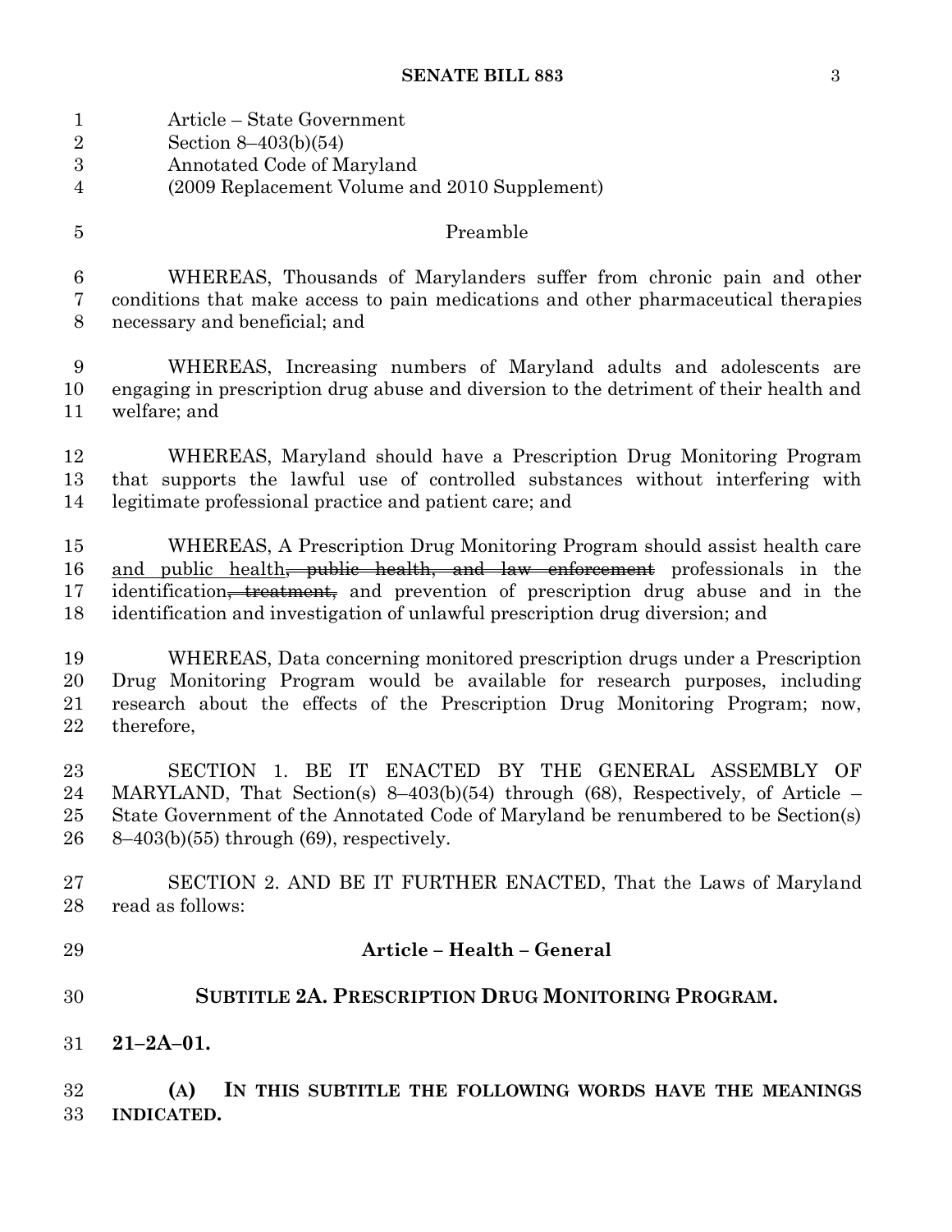Article – State Government
Section 8–403(b)(54)
Annotated Code of Maryland
(2009 Replacement Volume and 2010 Supplement)

Preamble

WHEREAS, Thousands of Marylanders suffer from chronic pain and other conditions that make access to pain medications and other pharmaceutical therapies necessary and beneficial; and

WHEREAS, Increasing numbers of Maryland adults and adolescents are engaging in prescription drug abuse and diversion to the detriment of their health and welfare; and

WHEREAS, Maryland should have a Prescription Drug Monitoring Program that supports the lawful use of controlled substances without interfering with legitimate professional practice and patient care; and

WHEREAS, A Prescription Drug Monitoring Program should assist health care <u>and public health</u>~~, public health, and law enforcement~~ professionals in the identification~~, treatment,~~ and prevention of prescription drug abuse and in the identification and investigation of unlawful prescription drug diversion; and

WHEREAS, Data concerning monitored prescription drugs under a Prescription Drug Monitoring Program would be available for research purposes, including research about the effects of the Prescription Drug Monitoring Program; now, therefore,

SECTION 1. BE IT ENACTED BY THE GENERAL ASSEMBLY OF MARYLAND, That Section(s) 8–403(b)(54) through (68), Respectively, of Article – State Government of the Annotated Code of Maryland be renumbered to be Section(s) 8–403(b)(55) through (69), respectively.

SECTION 2. AND BE IT FURTHER ENACTED, That the Laws of Maryland read as follows:

**Article – Health – General**

**SUBTITLE 2A. PRESCRIPTION DRUG MONITORING PROGRAM.**

**21–2A–01.**

**(A) IN THIS SUBTITLE THE FOLLOWING WORDS HAVE THE MEANINGS INDICATED.**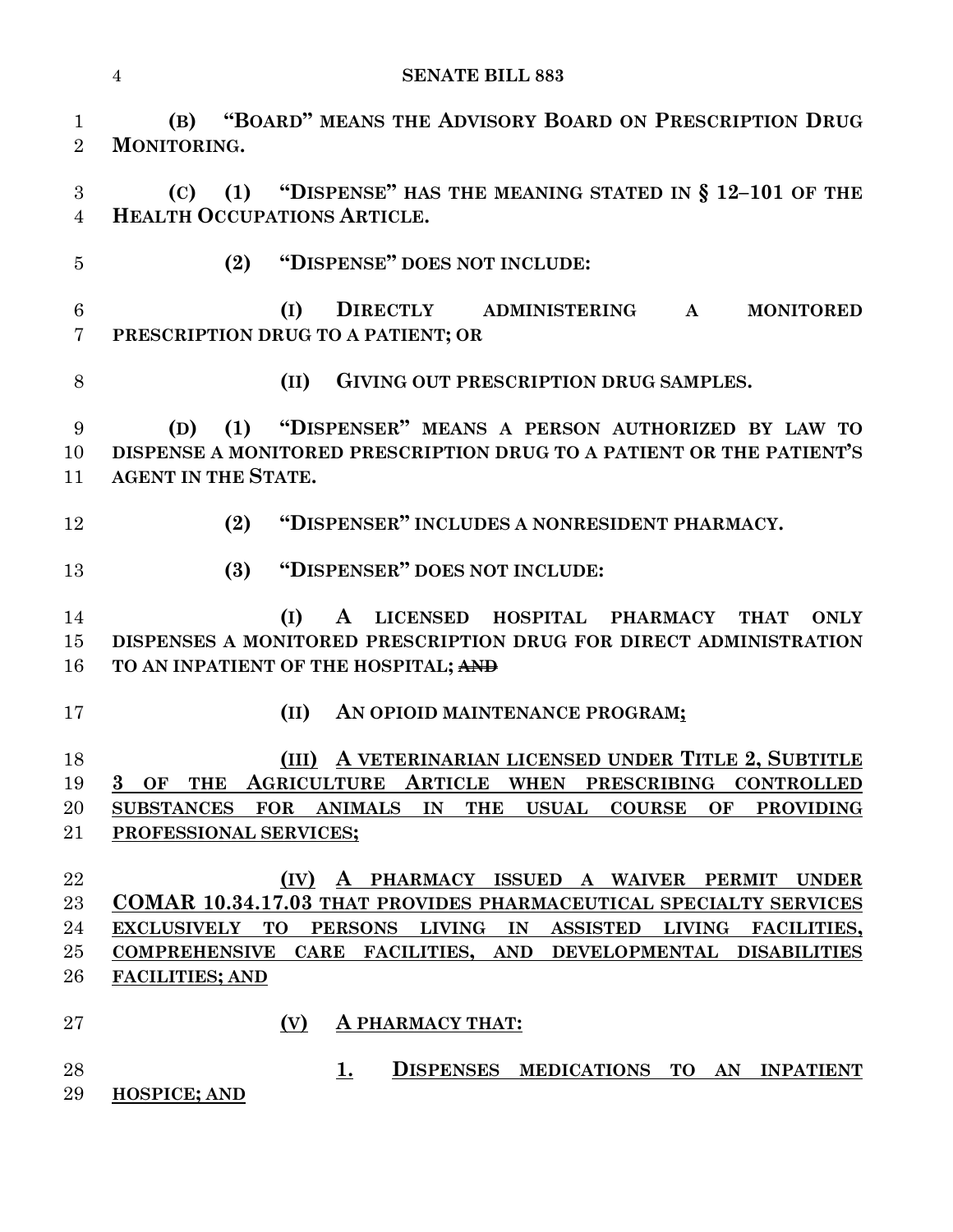**(B) "BOARD" MEANS THE ADVISORY BOARD ON PRESCRIPTION DRUG MONITORING.**

**(C) (1) "DISPENSE" HAS THE MEANING STATED IN § 12–101 OF THE HEALTH OCCUPATIONS ARTICLE.**

**(2) "DISPENSE" DOES NOT INCLUDE:**

**(I) DIRECTLY ADMINISTERING A MONITORED PRESCRIPTION DRUG TO A PATIENT; OR**

**(II) GIVING OUT PRESCRIPTION DRUG SAMPLES.**

**(D) (1) "DISPENSER" MEANS A PERSON AUTHORIZED BY LAW TO DISPENSE A MONITORED PRESCRIPTION DRUG TO A PATIENT OR THE PATIENT'S AGENT IN THE STATE.**

**(2) "DISPENSER" INCLUDES A NONRESIDENT PHARMACY.**

**(3) "DISPENSER" DOES NOT INCLUDE:**

**(I) A LICENSED HOSPITAL PHARMACY THAT ONLY DISPENSES A MONITORED PRESCRIPTION DRUG FOR DIRECT ADMINISTRATION TO AN INPATIENT OF THE HOSPITAL; ~~AND~~**

**(II) AN OPIOID MAINTENANCE PROGRAM;**

**(III) A VETERINARIAN LICENSED UNDER TITLE 2, SUBTITLE 3 OF THE AGRICULTURE ARTICLE WHEN PRESCRIBING CONTROLLED SUBSTANCES FOR ANIMALS IN THE USUAL COURSE OF PROVIDING PROFESSIONAL SERVICES;**

**(IV) A PHARMACY ISSUED A WAIVER PERMIT UNDER COMAR 10.34.17.03 THAT PROVIDES PHARMACEUTICAL SPECIALTY SERVICES EXCLUSIVELY TO PERSONS LIVING IN ASSISTED LIVING FACILITIES, COMPREHENSIVE CARE FACILITIES, AND DEVELOPMENTAL DISABILITIES FACILITIES; AND**

**(V) A PHARMACY THAT:**

**1. DISPENSES MEDICATIONS TO AN INPATIENT HOSPICE; AND**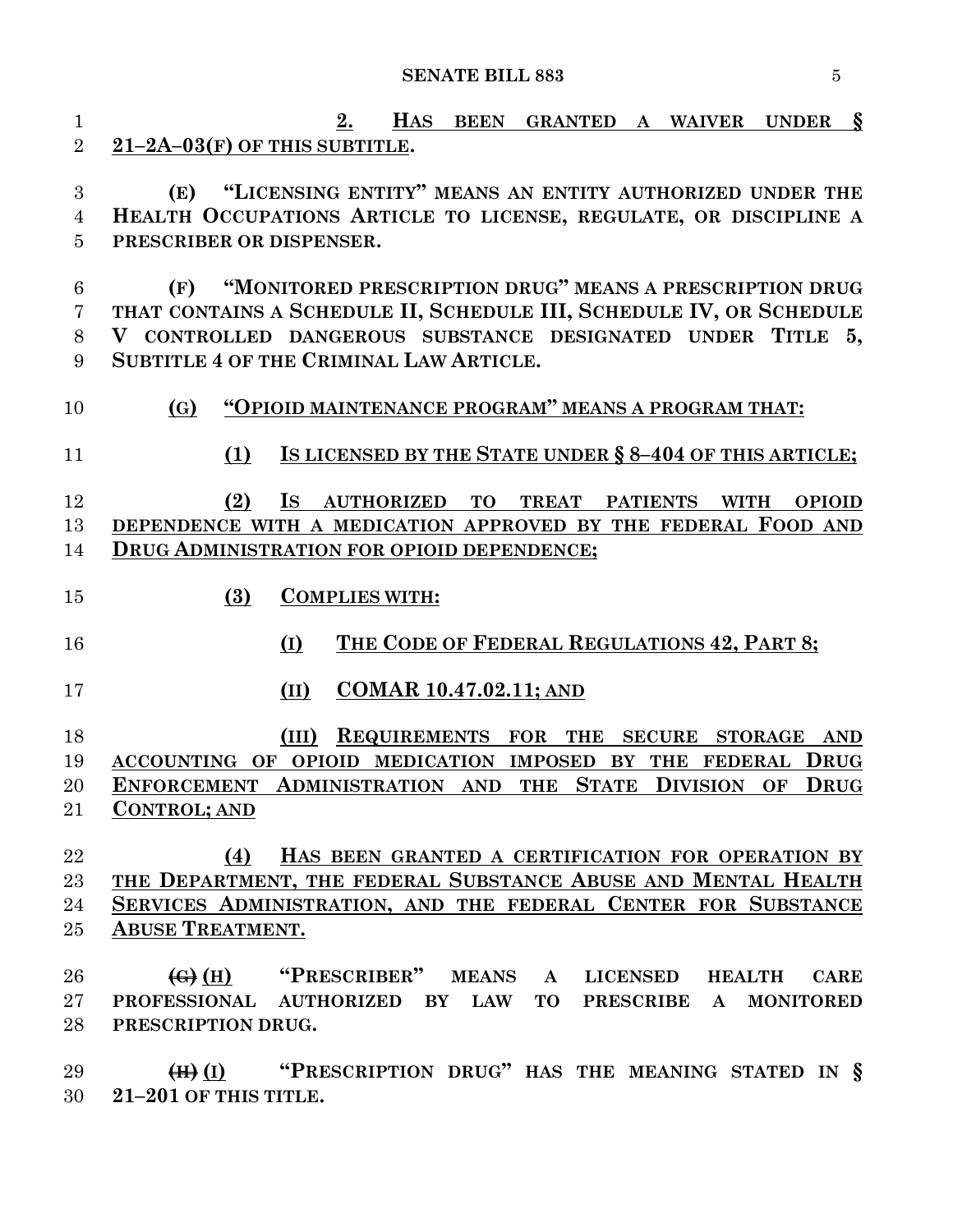**2. HAS BEEN GRANTED A WAIVER UNDER § 21–2A–03(F) OF THIS SUBTITLE.**

**(E) "LICENSING ENTITY" MEANS AN ENTITY AUTHORIZED UNDER THE HEALTH OCCUPATIONS ARTICLE TO LICENSE, REGULATE, OR DISCIPLINE A PRESCRIBER OR DISPENSER.**

**(F) "MONITORED PRESCRIPTION DRUG" MEANS A PRESCRIPTION DRUG THAT CONTAINS A SCHEDULE II, SCHEDULE III, SCHEDULE IV, OR SCHEDULE V CONTROLLED DANGEROUS SUBSTANCE DESIGNATED UNDER TITLE 5, SUBTITLE 4 OF THE CRIMINAL LAW ARTICLE.**

**(G) "OPIOID MAINTENANCE PROGRAM" MEANS A PROGRAM THAT:**

**(1) IS LICENSED BY THE STATE UNDER § 8–404 OF THIS ARTICLE;**

**(2) IS AUTHORIZED TO TREAT PATIENTS WITH OPIOID DEPENDENCE WITH A MEDICATION APPROVED BY THE FEDERAL FOOD AND DRUG ADMINISTRATION FOR OPIOID DEPENDENCE;**

**(3) COMPLIES WITH:**

**(I) THE CODE OF FEDERAL REGULATIONS 42, PART 8;**

**(II) COMAR 10.47.02.11; AND**

**(III) REQUIREMENTS FOR THE SECURE STORAGE AND ACCOUNTING OF OPIOID MEDICATION IMPOSED BY THE FEDERAL DRUG ENFORCEMENT ADMINISTRATION AND THE STATE DIVISION OF DRUG CONTROL; AND**

**(4) HAS BEEN GRANTED A CERTIFICATION FOR OPERATION BY THE DEPARTMENT, THE FEDERAL SUBSTANCE ABUSE AND MENTAL HEALTH SERVICES ADMINISTRATION, AND THE FEDERAL CENTER FOR SUBSTANCE ABUSE TREATMENT.**

**~~(G)~~ (H) "PRESCRIBER" MEANS A LICENSED HEALTH CARE PROFESSIONAL AUTHORIZED BY LAW TO PRESCRIBE A MONITORED PRESCRIPTION DRUG.**

**~~(H)~~ (I) "PRESCRIPTION DRUG" HAS THE MEANING STATED IN § 21–201 OF THIS TITLE.**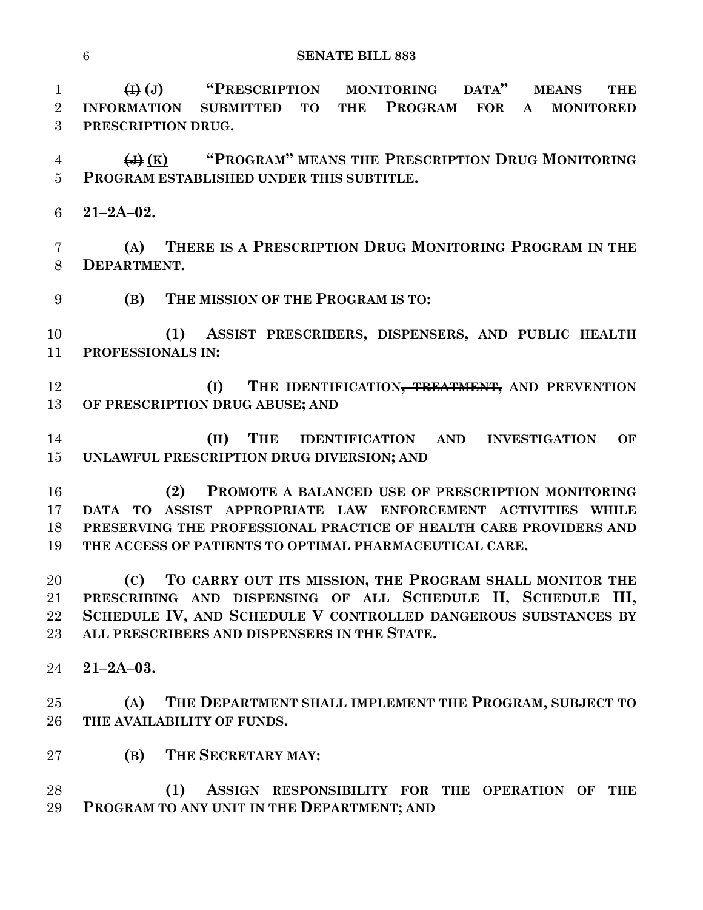~~(I)~~ (J) "PRESCRIPTION MONITORING DATA" MEANS THE INFORMATION SUBMITTED TO THE PROGRAM FOR A MONITORED PRESCRIPTION DRUG.

~~(J)~~ (K) "PROGRAM" MEANS THE PRESCRIPTION DRUG MONITORING PROGRAM ESTABLISHED UNDER THIS SUBTITLE.

**21–2A–02.**

(A) THERE IS A PRESCRIPTION DRUG MONITORING PROGRAM IN THE DEPARTMENT.

(B) THE MISSION OF THE PROGRAM IS TO:

(1) ASSIST PRESCRIBERS, DISPENSERS, AND PUBLIC HEALTH PROFESSIONALS IN:

(I) THE IDENTIFICATION~~, TREATMENT,~~ AND PREVENTION OF PRESCRIPTION DRUG ABUSE; AND

(II) THE IDENTIFICATION AND INVESTIGATION OF UNLAWFUL PRESCRIPTION DRUG DIVERSION; AND

(2) PROMOTE A BALANCED USE OF PRESCRIPTION MONITORING DATA TO ASSIST APPROPRIATE LAW ENFORCEMENT ACTIVITIES WHILE PRESERVING THE PROFESSIONAL PRACTICE OF HEALTH CARE PROVIDERS AND THE ACCESS OF PATIENTS TO OPTIMAL PHARMACEUTICAL CARE.

(C) TO CARRY OUT ITS MISSION, THE PROGRAM SHALL MONITOR THE PRESCRIBING AND DISPENSING OF ALL SCHEDULE II, SCHEDULE III, SCHEDULE IV, AND SCHEDULE V CONTROLLED DANGEROUS SUBSTANCES BY ALL PRESCRIBERS AND DISPENSERS IN THE STATE.

**21–2A–03.**

(A) THE DEPARTMENT SHALL IMPLEMENT THE PROGRAM, SUBJECT TO THE AVAILABILITY OF FUNDS.

(B) THE SECRETARY MAY:

(1) ASSIGN RESPONSIBILITY FOR THE OPERATION OF THE PROGRAM TO ANY UNIT IN THE DEPARTMENT; AND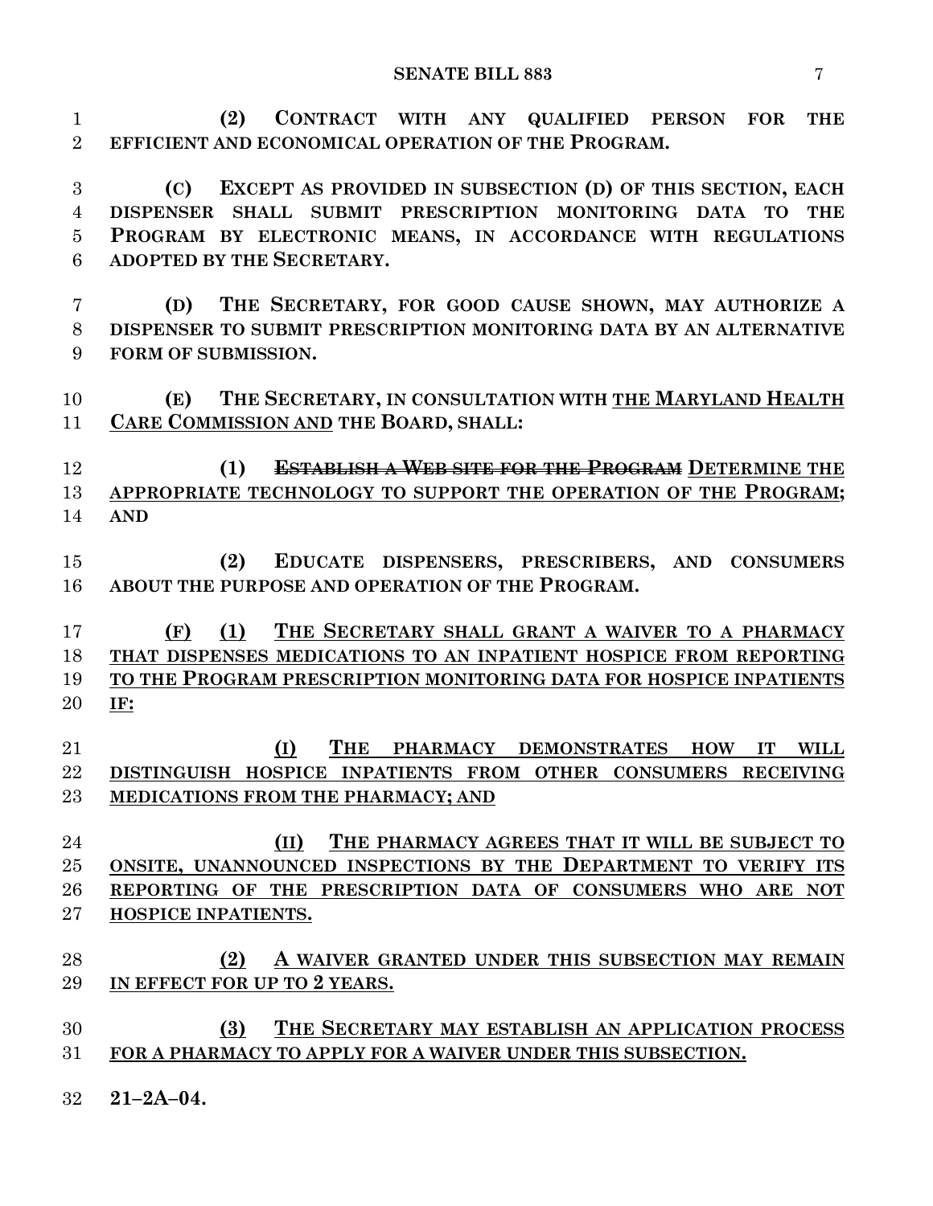**(2) CONTRACT WITH ANY QUALIFIED PERSON FOR THE EFFICIENT AND ECONOMICAL OPERATION OF THE PROGRAM.**

**(C) EXCEPT AS PROVIDED IN SUBSECTION (D) OF THIS SECTION, EACH DISPENSER SHALL SUBMIT PRESCRIPTION MONITORING DATA TO THE PROGRAM BY ELECTRONIC MEANS, IN ACCORDANCE WITH REGULATIONS ADOPTED BY THE SECRETARY.**

**(D) THE SECRETARY, FOR GOOD CAUSE SHOWN, MAY AUTHORIZE A DISPENSER TO SUBMIT PRESCRIPTION MONITORING DATA BY AN ALTERNATIVE FORM OF SUBMISSION.**

**(E) THE SECRETARY, IN CONSULTATION WITH <u>THE MARYLAND HEALTH CARE COMMISSION AND</u> THE BOARD, SHALL:**

**(1) ~~ESTABLISH A WEB SITE FOR THE PROGRAM~~ <u>DETERMINE THE APPROPRIATE TECHNOLOGY TO SUPPORT THE OPERATION OF THE PROGRAM;</u> AND**

**(2) EDUCATE DISPENSERS, PRESCRIBERS, AND CONSUMERS ABOUT THE PURPOSE AND OPERATION OF THE PROGRAM.**

**<u>(F) (1) THE SECRETARY SHALL GRANT A WAIVER TO A PHARMACY THAT DISPENSES MEDICATIONS TO AN INPATIENT HOSPICE FROM REPORTING TO THE PROGRAM PRESCRIPTION MONITORING DATA FOR HOSPICE INPATIENTS IF:</u>**

**<u>(I) THE PHARMACY DEMONSTRATES HOW IT WILL DISTINGUISH HOSPICE INPATIENTS FROM OTHER CONSUMERS RECEIVING MEDICATIONS FROM THE PHARMACY; AND</u>**

**<u>(II) THE PHARMACY AGREES THAT IT WILL BE SUBJECT TO ONSITE, UNANNOUNCED INSPECTIONS BY THE DEPARTMENT TO VERIFY ITS REPORTING OF THE PRESCRIPTION DATA OF CONSUMERS WHO ARE NOT HOSPICE INPATIENTS.</u>**

**<u>(2) A WAIVER GRANTED UNDER THIS SUBSECTION MAY REMAIN IN EFFECT FOR UP TO 2 YEARS.</u>**

**<u>(3) THE SECRETARY MAY ESTABLISH AN APPLICATION PROCESS FOR A PHARMACY TO APPLY FOR A WAIVER UNDER THIS SUBSECTION.</u>**

**21–2A–04.**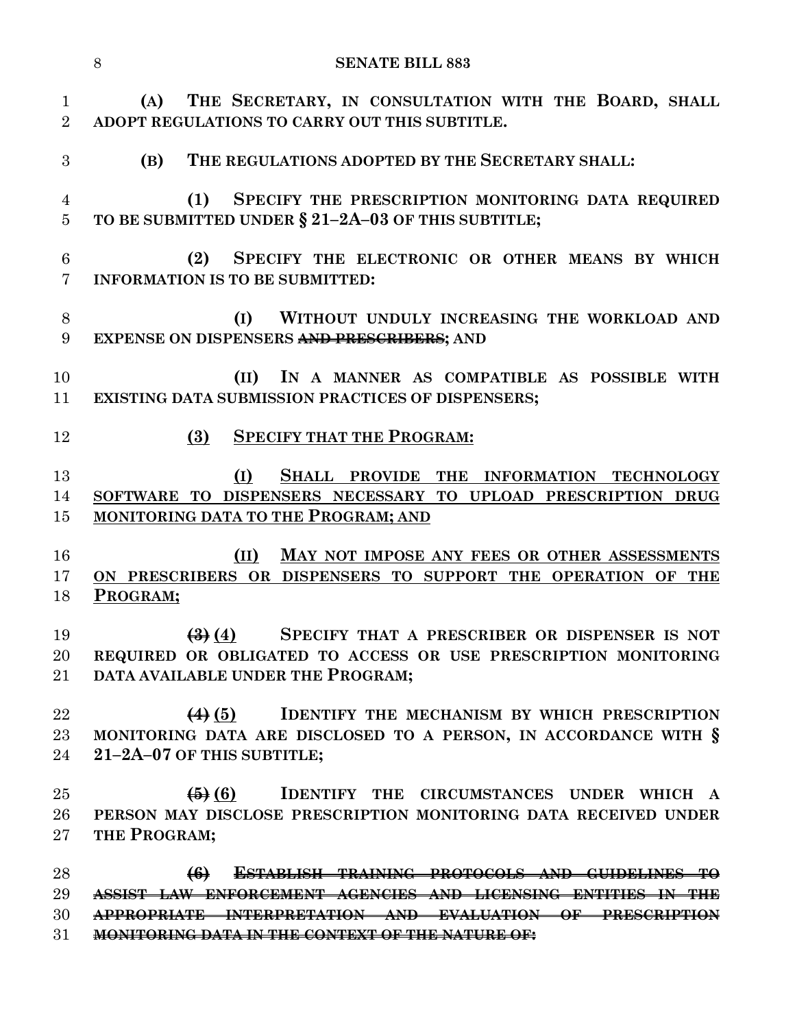(A) THE SECRETARY, IN CONSULTATION WITH THE BOARD, SHALL ADOPT REGULATIONS TO CARRY OUT THIS SUBTITLE.

(B) THE REGULATIONS ADOPTED BY THE SECRETARY SHALL:

(1) SPECIFY THE PRESCRIPTION MONITORING DATA REQUIRED TO BE SUBMITTED UNDER § 21–2A–03 OF THIS SUBTITLE;

(2) SPECIFY THE ELECTRONIC OR OTHER MEANS BY WHICH INFORMATION IS TO BE SUBMITTED:

(I) WITHOUT UNDULY INCREASING THE WORKLOAD AND EXPENSE ON DISPENSERS ~~AND PRESCRIBERS~~; AND

(II) IN A MANNER AS COMPATIBLE AS POSSIBLE WITH EXISTING DATA SUBMISSION PRACTICES OF DISPENSERS;

<u>(3) SPECIFY THAT THE PROGRAM:</u>

<u>(I) SHALL PROVIDE THE INFORMATION TECHNOLOGY SOFTWARE TO DISPENSERS NECESSARY TO UPLOAD PRESCRIPTION DRUG MONITORING DATA TO THE PROGRAM; AND</u>

<u>(II) MAY NOT IMPOSE ANY FEES OR OTHER ASSESSMENTS ON PRESCRIBERS OR DISPENSERS TO SUPPORT THE OPERATION OF THE PROGRAM;</u>

~~(3)~~ <u>(4)</u> SPECIFY THAT A PRESCRIBER OR DISPENSER IS NOT REQUIRED OR OBLIGATED TO ACCESS OR USE PRESCRIPTION MONITORING DATA AVAILABLE UNDER THE PROGRAM;

~~(4)~~ <u>(5)</u> IDENTIFY THE MECHANISM BY WHICH PRESCRIPTION MONITORING DATA ARE DISCLOSED TO A PERSON, IN ACCORDANCE WITH § 21–2A–07 OF THIS SUBTITLE;

~~(5)~~ <u>(6)</u> IDENTIFY THE CIRCUMSTANCES UNDER WHICH A PERSON MAY DISCLOSE PRESCRIPTION MONITORING DATA RECEIVED UNDER THE PROGRAM;

~~(6) ESTABLISH TRAINING PROTOCOLS AND GUIDELINES TO ASSIST LAW ENFORCEMENT AGENCIES AND LICENSING ENTITIES IN THE APPROPRIATE INTERPRETATION AND EVALUATION OF PRESCRIPTION MONITORING DATA IN THE CONTEXT OF THE NATURE OF:~~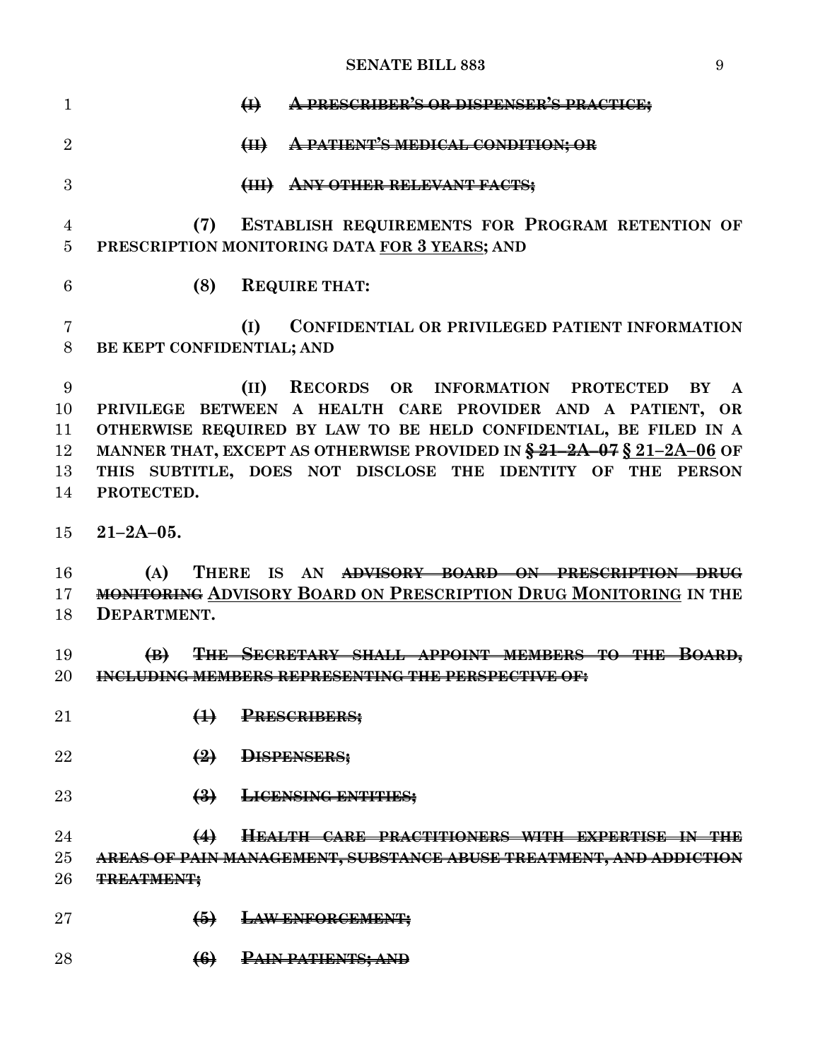~~(I) A PRESCRIBER'S OR DISPENSER'S PRACTICE;~~

~~(II) A PATIENT'S MEDICAL CONDITION; OR~~

~~(III) ANY OTHER RELEVANT FACTS;~~

**(7) ESTABLISH REQUIREMENTS FOR PROGRAM RETENTION OF PRESCRIPTION MONITORING DATA** <u>**FOR 3 YEARS**</u>**; AND**

**(8) REQUIRE THAT:**

**(I) CONFIDENTIAL OR PRIVILEGED PATIENT INFORMATION BE KEPT CONFIDENTIAL; AND**

**(II) RECORDS OR INFORMATION PROTECTED BY A PRIVILEGE BETWEEN A HEALTH CARE PROVIDER AND A PATIENT, OR OTHERWISE REQUIRED BY LAW TO BE HELD CONFIDENTIAL, BE FILED IN A MANNER THAT, EXCEPT AS OTHERWISE PROVIDED IN** ~~**§ 21–2A–07**~~ <u>**§ 21–2A–06**</u> **OF THIS SUBTITLE, DOES NOT DISCLOSE THE IDENTITY OF THE PERSON PROTECTED.**

**21–2A–05.**

**(A) THERE IS AN** ~~**ADVISORY BOARD ON PRESCRIPTION DRUG MONITORING**~~ <u>**ADVISORY BOARD ON PRESCRIPTION DRUG MONITORING**</u> **IN THE DEPARTMENT.**

~~**(B) THE SECRETARY SHALL APPOINT MEMBERS TO THE BOARD, INCLUDING MEMBERS REPRESENTING THE PERSPECTIVE OF:**~~

~~**(1) PRESCRIBERS;**~~

~~**(2) DISPENSERS;**~~

~~**(3) LICENSING ENTITIES;**~~

~~**(4) HEALTH CARE PRACTITIONERS WITH EXPERTISE IN THE AREAS OF PAIN MANAGEMENT, SUBSTANCE ABUSE TREATMENT, AND ADDICTION TREATMENT;**~~

~~**(5) LAW ENFORCEMENT;**~~

~~**(6) PAIN PATIENTS; AND**~~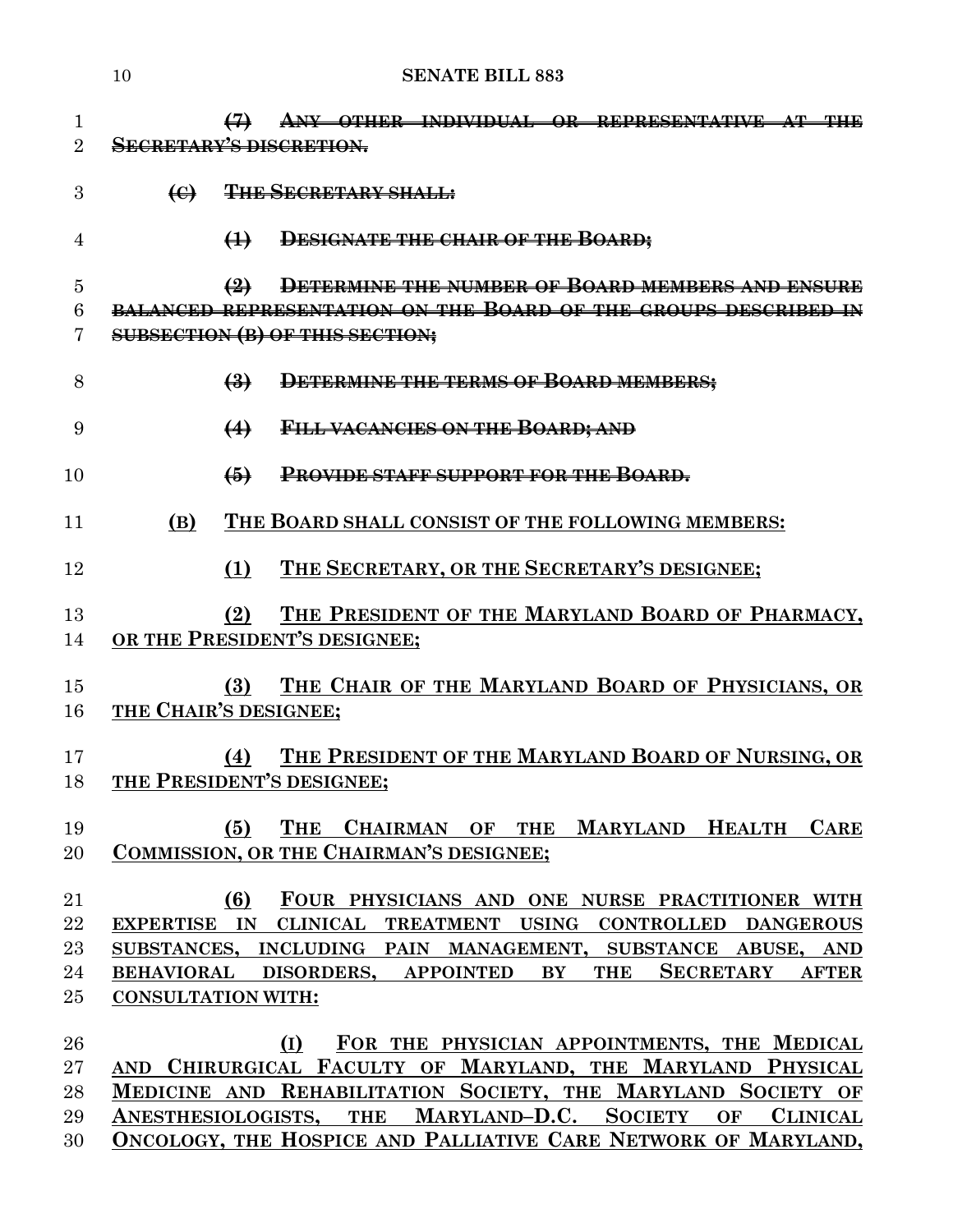~~(7) ANY OTHER INDIVIDUAL OR REPRESENTATIVE AT THE SECRETARY'S DISCRETION.~~

~~(C) THE SECRETARY SHALL:~~

~~(1) DESIGNATE THE CHAIR OF THE BOARD;~~

~~(2) DETERMINE THE NUMBER OF BOARD MEMBERS AND ENSURE BALANCED REPRESENTATION ON THE BOARD OF THE GROUPS DESCRIBED IN SUBSECTION (B) OF THIS SECTION;~~

~~(3) DETERMINE THE TERMS OF BOARD MEMBERS;~~

~~(4) FILL VACANCIES ON THE BOARD; AND~~

~~(5) PROVIDE STAFF SUPPORT FOR THE BOARD.~~

**(B) THE BOARD SHALL CONSIST OF THE FOLLOWING MEMBERS:**

**(1) THE SECRETARY, OR THE SECRETARY'S DESIGNEE;**

**(2) THE PRESIDENT OF THE MARYLAND BOARD OF PHARMACY, OR THE PRESIDENT'S DESIGNEE;**

**(3) THE CHAIR OF THE MARYLAND BOARD OF PHYSICIANS, OR THE CHAIR'S DESIGNEE;**

**(4) THE PRESIDENT OF THE MARYLAND BOARD OF NURSING, OR THE PRESIDENT'S DESIGNEE;**

**(5) THE CHAIRMAN OF THE MARYLAND HEALTH CARE COMMISSION, OR THE CHAIRMAN'S DESIGNEE;**

**(6) FOUR PHYSICIANS AND ONE NURSE PRACTITIONER WITH EXPERTISE IN CLINICAL TREATMENT USING CONTROLLED DANGEROUS SUBSTANCES, INCLUDING PAIN MANAGEMENT, SUBSTANCE ABUSE, AND BEHAVIORAL DISORDERS, APPOINTED BY THE SECRETARY AFTER CONSULTATION WITH:**

**(I) FOR THE PHYSICIAN APPOINTMENTS, THE MEDICAL AND CHIRURGICAL FACULTY OF MARYLAND, THE MARYLAND PHYSICAL MEDICINE AND REHABILITATION SOCIETY, THE MARYLAND SOCIETY OF ANESTHESIOLOGISTS, THE MARYLAND–D.C. SOCIETY OF CLINICAL ONCOLOGY, THE HOSPICE AND PALLIATIVE CARE NETWORK OF MARYLAND,**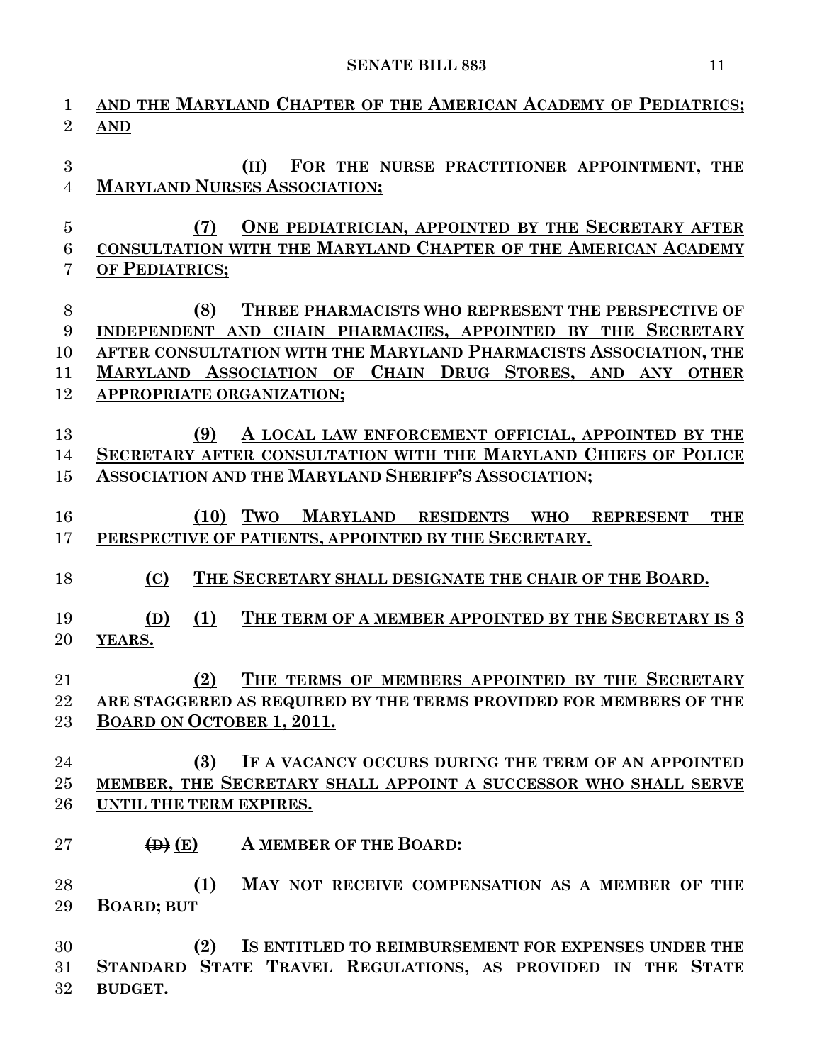AND THE MARYLAND CHAPTER OF THE AMERICAN ACADEMY OF PEDIATRICS; AND

(II) FOR THE NURSE PRACTITIONER APPOINTMENT, THE MARYLAND NURSES ASSOCIATION;

(7) ONE PEDIATRICIAN, APPOINTED BY THE SECRETARY AFTER CONSULTATION WITH THE MARYLAND CHAPTER OF THE AMERICAN ACADEMY OF PEDIATRICS;

(8) THREE PHARMACISTS WHO REPRESENT THE PERSPECTIVE OF INDEPENDENT AND CHAIN PHARMACIES, APPOINTED BY THE SECRETARY AFTER CONSULTATION WITH THE MARYLAND PHARMACISTS ASSOCIATION, THE MARYLAND ASSOCIATION OF CHAIN DRUG STORES, AND ANY OTHER APPROPRIATE ORGANIZATION;

(9) A LOCAL LAW ENFORCEMENT OFFICIAL, APPOINTED BY THE SECRETARY AFTER CONSULTATION WITH THE MARYLAND CHIEFS OF POLICE ASSOCIATION AND THE MARYLAND SHERIFF'S ASSOCIATION;

(10) TWO MARYLAND RESIDENTS WHO REPRESENT THE PERSPECTIVE OF PATIENTS, APPOINTED BY THE SECRETARY.

(C) THE SECRETARY SHALL DESIGNATE THE CHAIR OF THE BOARD.

(D) (1) THE TERM OF A MEMBER APPOINTED BY THE SECRETARY IS 3 YEARS.

(2) THE TERMS OF MEMBERS APPOINTED BY THE SECRETARY ARE STAGGERED AS REQUIRED BY THE TERMS PROVIDED FOR MEMBERS OF THE BOARD ON OCTOBER 1, 2011.

(3) IF A VACANCY OCCURS DURING THE TERM OF AN APPOINTED MEMBER, THE SECRETARY SHALL APPOINT A SUCCESSOR WHO SHALL SERVE UNTIL THE TERM EXPIRES.

~~(D)~~ (E) A MEMBER OF THE BOARD:

(1) MAY NOT RECEIVE COMPENSATION AS A MEMBER OF THE BOARD; BUT

(2) IS ENTITLED TO REIMBURSEMENT FOR EXPENSES UNDER THE STANDARD STATE TRAVEL REGULATIONS, AS PROVIDED IN THE STATE BUDGET.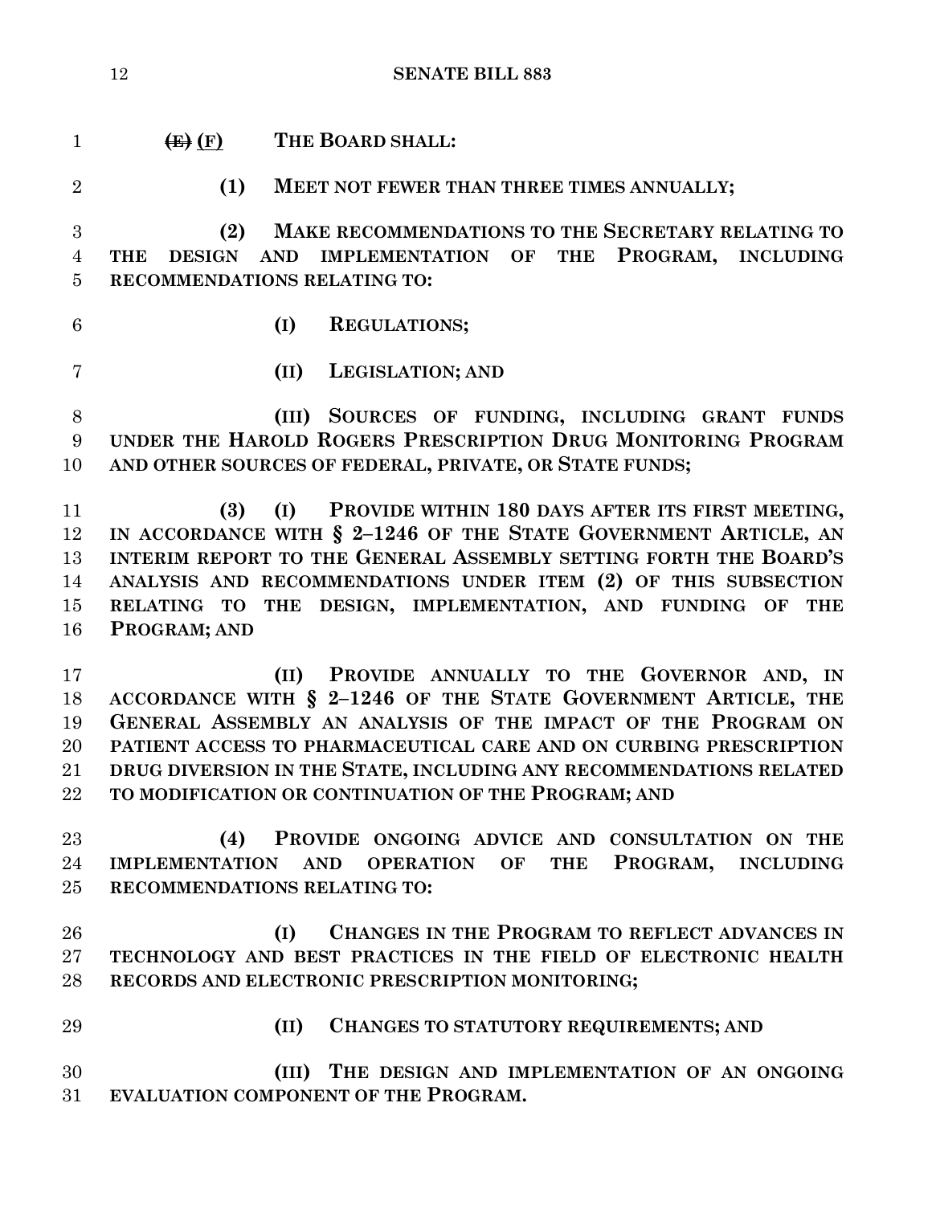~~(E)~~ (F) THE BOARD SHALL:

(1) MEET NOT FEWER THAN THREE TIMES ANNUALLY;

(2) MAKE RECOMMENDATIONS TO THE SECRETARY RELATING TO THE DESIGN AND IMPLEMENTATION OF THE PROGRAM, INCLUDING RECOMMENDATIONS RELATING TO:

(I) REGULATIONS;

(II) LEGISLATION; AND

(III) SOURCES OF FUNDING, INCLUDING GRANT FUNDS UNDER THE HAROLD ROGERS PRESCRIPTION DRUG MONITORING PROGRAM AND OTHER SOURCES OF FEDERAL, PRIVATE, OR STATE FUNDS;

(3) (I) PROVIDE WITHIN 180 DAYS AFTER ITS FIRST MEETING, IN ACCORDANCE WITH § 2–1246 OF THE STATE GOVERNMENT ARTICLE, AN INTERIM REPORT TO THE GENERAL ASSEMBLY SETTING FORTH THE BOARD'S ANALYSIS AND RECOMMENDATIONS UNDER ITEM (2) OF THIS SUBSECTION RELATING TO THE DESIGN, IMPLEMENTATION, AND FUNDING OF THE PROGRAM; AND

(II) PROVIDE ANNUALLY TO THE GOVERNOR AND, IN ACCORDANCE WITH § 2–1246 OF THE STATE GOVERNMENT ARTICLE, THE GENERAL ASSEMBLY AN ANALYSIS OF THE IMPACT OF THE PROGRAM ON PATIENT ACCESS TO PHARMACEUTICAL CARE AND ON CURBING PRESCRIPTION DRUG DIVERSION IN THE STATE, INCLUDING ANY RECOMMENDATIONS RELATED TO MODIFICATION OR CONTINUATION OF THE PROGRAM; AND

(4) PROVIDE ONGOING ADVICE AND CONSULTATION ON THE IMPLEMENTATION AND OPERATION OF THE PROGRAM, INCLUDING RECOMMENDATIONS RELATING TO:

(I) CHANGES IN THE PROGRAM TO REFLECT ADVANCES IN TECHNOLOGY AND BEST PRACTICES IN THE FIELD OF ELECTRONIC HEALTH RECORDS AND ELECTRONIC PRESCRIPTION MONITORING;

(II) CHANGES TO STATUTORY REQUIREMENTS; AND

(III) THE DESIGN AND IMPLEMENTATION OF AN ONGOING EVALUATION COMPONENT OF THE PROGRAM.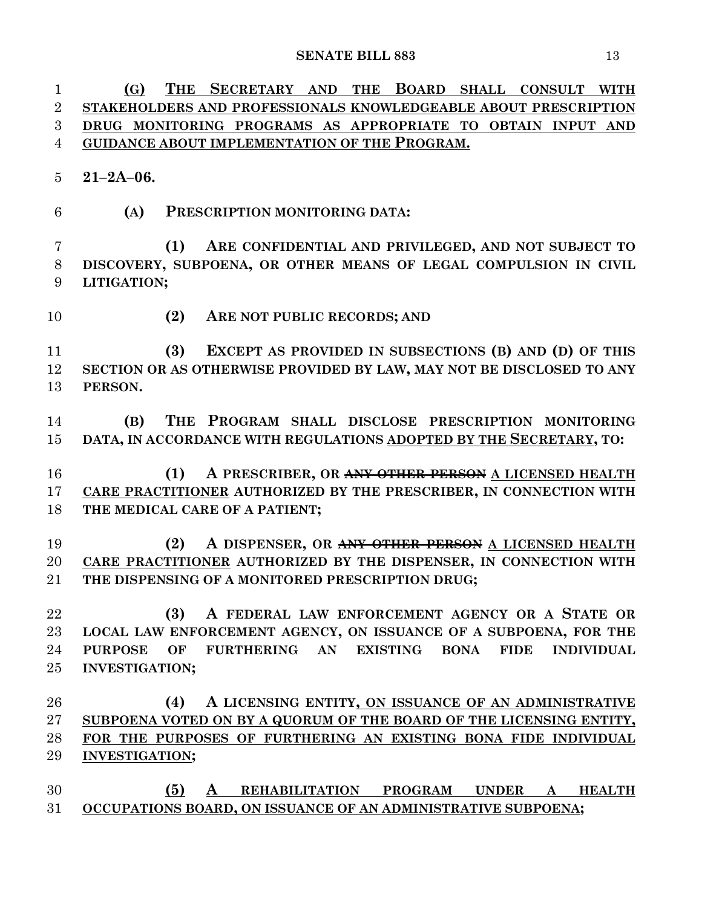**(G) THE SECRETARY AND THE BOARD SHALL CONSULT WITH STAKEHOLDERS AND PROFESSIONALS KNOWLEDGEABLE ABOUT PRESCRIPTION DRUG MONITORING PROGRAMS AS APPROPRIATE TO OBTAIN INPUT AND GUIDANCE ABOUT IMPLEMENTATION OF THE PROGRAM.**

**21–2A–06.**

**(A) PRESCRIPTION MONITORING DATA:**

**(1) ARE CONFIDENTIAL AND PRIVILEGED, AND NOT SUBJECT TO DISCOVERY, SUBPOENA, OR OTHER MEANS OF LEGAL COMPULSION IN CIVIL LITIGATION;**

**(2) ARE NOT PUBLIC RECORDS; AND**

**(3) EXCEPT AS PROVIDED IN SUBSECTIONS (B) AND (D) OF THIS SECTION OR AS OTHERWISE PROVIDED BY LAW, MAY NOT BE DISCLOSED TO ANY PERSON.**

**(B) THE PROGRAM SHALL DISCLOSE PRESCRIPTION MONITORING DATA, IN ACCORDANCE WITH REGULATIONS ADOPTED BY THE SECRETARY, TO:**

**(1) A PRESCRIBER, OR ~~ANY OTHER PERSON~~ A LICENSED HEALTH CARE PRACTITIONER AUTHORIZED BY THE PRESCRIBER, IN CONNECTION WITH THE MEDICAL CARE OF A PATIENT;**

**(2) A DISPENSER, OR ~~ANY OTHER PERSON~~ A LICENSED HEALTH CARE PRACTITIONER AUTHORIZED BY THE DISPENSER, IN CONNECTION WITH THE DISPENSING OF A MONITORED PRESCRIPTION DRUG;**

**(3) A FEDERAL LAW ENFORCEMENT AGENCY OR A STATE OR LOCAL LAW ENFORCEMENT AGENCY, ON ISSUANCE OF A SUBPOENA, FOR THE PURPOSE OF FURTHERING AN EXISTING BONA FIDE INDIVIDUAL INVESTIGATION;**

**(4) A LICENSING ENTITY, ON ISSUANCE OF AN ADMINISTRATIVE SUBPOENA VOTED ON BY A QUORUM OF THE BOARD OF THE LICENSING ENTITY, FOR THE PURPOSES OF FURTHERING AN EXISTING BONA FIDE INDIVIDUAL INVESTIGATION;**

**(5) A REHABILITATION PROGRAM UNDER A HEALTH OCCUPATIONS BOARD, ON ISSUANCE OF AN ADMINISTRATIVE SUBPOENA;**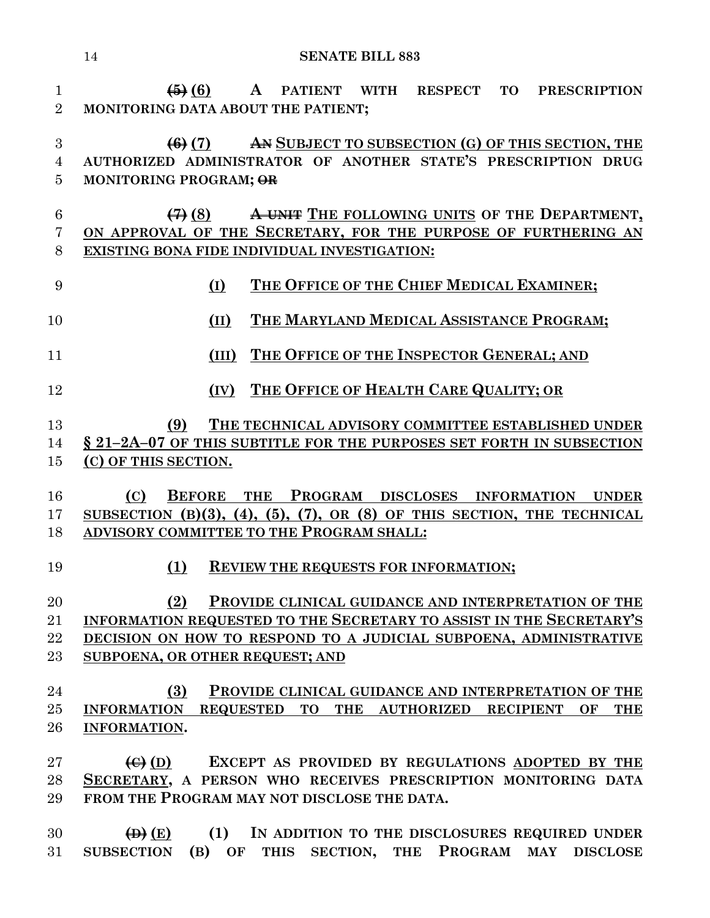**(5)** **(6)** A PATIENT WITH RESPECT TO PRESCRIPTION MONITORING DATA ABOUT THE PATIENT;

**(6)** **(7)** ~~AN~~ SUBJECT TO SUBSECTION (G) OF THIS SECTION, THE AUTHORIZED ADMINISTRATOR OF ANOTHER STATE'S PRESCRIPTION DRUG MONITORING PROGRAM; ~~OR~~

**(7)** **(8)** ~~A UNIT~~ THE FOLLOWING UNITS OF THE DEPARTMENT, ON APPROVAL OF THE SECRETARY, FOR THE PURPOSE OF FURTHERING AN EXISTING BONA FIDE INDIVIDUAL INVESTIGATION:

(I) THE OFFICE OF THE CHIEF MEDICAL EXAMINER;

(II) THE MARYLAND MEDICAL ASSISTANCE PROGRAM;

(III) THE OFFICE OF THE INSPECTOR GENERAL; AND

(IV) THE OFFICE OF HEALTH CARE QUALITY; OR

(9) THE TECHNICAL ADVISORY COMMITTEE ESTABLISHED UNDER § 21–2A–07 OF THIS SUBTITLE FOR THE PURPOSES SET FORTH IN SUBSECTION (C) OF THIS SECTION.

(C) BEFORE THE PROGRAM DISCLOSES INFORMATION UNDER SUBSECTION (B)(3), (4), (5), (7), OR (8) OF THIS SECTION, THE TECHNICAL ADVISORY COMMITTEE TO THE PROGRAM SHALL:

(1) REVIEW THE REQUESTS FOR INFORMATION;

(2) PROVIDE CLINICAL GUIDANCE AND INTERPRETATION OF THE INFORMATION REQUESTED TO THE SECRETARY TO ASSIST IN THE SECRETARY'S DECISION ON HOW TO RESPOND TO A JUDICIAL SUBPOENA, ADMINISTRATIVE SUBPOENA, OR OTHER REQUEST; AND

(3) PROVIDE CLINICAL GUIDANCE AND INTERPRETATION OF THE INFORMATION REQUESTED TO THE AUTHORIZED RECIPIENT OF THE INFORMATION.

~~(C)~~ **(D)** EXCEPT AS PROVIDED BY REGULATIONS ADOPTED BY THE SECRETARY, A PERSON WHO RECEIVES PRESCRIPTION MONITORING DATA FROM THE PROGRAM MAY NOT DISCLOSE THE DATA.

~~(D)~~ **(E)** (1) IN ADDITION TO THE DISCLOSURES REQUIRED UNDER SUBSECTION (B) OF THIS SECTION, THE PROGRAM MAY DISCLOSE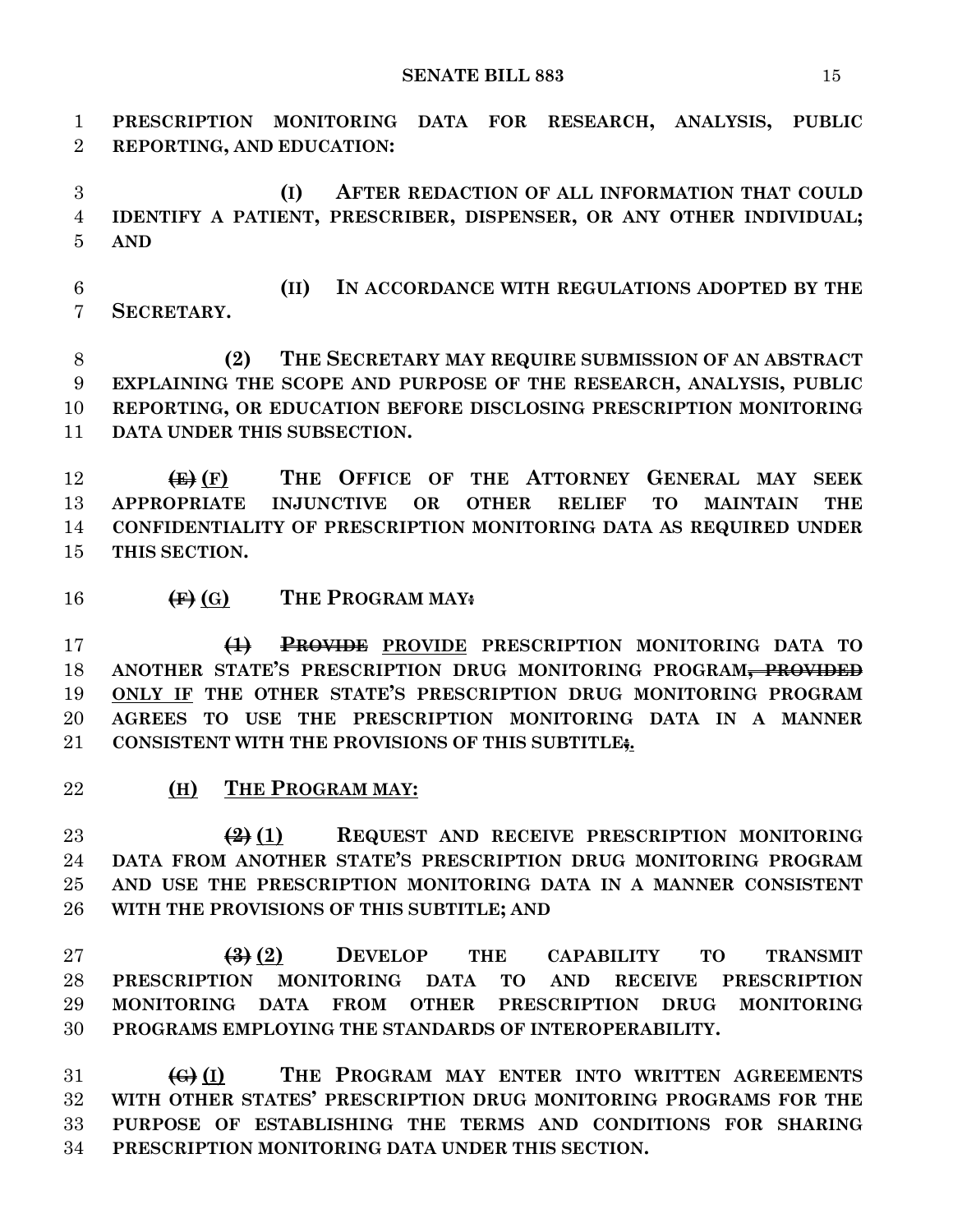**PRESCRIPTION MONITORING DATA FOR RESEARCH, ANALYSIS, PUBLIC REPORTING, AND EDUCATION:**

**(I) AFTER REDACTION OF ALL INFORMATION THAT COULD IDENTIFY A PATIENT, PRESCRIBER, DISPENSER, OR ANY OTHER INDIVIDUAL; AND**

**(II) IN ACCORDANCE WITH REGULATIONS ADOPTED BY THE SECRETARY.**

**(2) THE SECRETARY MAY REQUIRE SUBMISSION OF AN ABSTRACT EXPLAINING THE SCOPE AND PURPOSE OF THE RESEARCH, ANALYSIS, PUBLIC REPORTING, OR EDUCATION BEFORE DISCLOSING PRESCRIPTION MONITORING DATA UNDER THIS SUBSECTION.**

~~**(E)**~~ **(F) THE OFFICE OF THE ATTORNEY GENERAL MAY SEEK APPROPRIATE INJUNCTIVE OR OTHER RELIEF TO MAINTAIN THE CONFIDENTIALITY OF PRESCRIPTION MONITORING DATA AS REQUIRED UNDER THIS SECTION.**

~~**(F)**~~ **(G) THE PROGRAM MAY**~~**:**~~

~~**(1) PROVIDE**~~ **PROVIDE PRESCRIPTION MONITORING DATA TO ANOTHER STATE'S PRESCRIPTION DRUG MONITORING PROGRAM**~~**, PROVIDED**~~ **ONLY IF THE OTHER STATE'S PRESCRIPTION DRUG MONITORING PROGRAM AGREES TO USE THE PRESCRIPTION MONITORING DATA IN A MANNER CONSISTENT WITH THE PROVISIONS OF THIS SUBTITLE**~~**;**~~**.**

**(H) THE PROGRAM MAY:**

~~**(2)**~~ **(1) REQUEST AND RECEIVE PRESCRIPTION MONITORING DATA FROM ANOTHER STATE'S PRESCRIPTION DRUG MONITORING PROGRAM AND USE THE PRESCRIPTION MONITORING DATA IN A MANNER CONSISTENT WITH THE PROVISIONS OF THIS SUBTITLE; AND**

~~**(3)**~~ **(2) DEVELOP THE CAPABILITY TO TRANSMIT PRESCRIPTION MONITORING DATA TO AND RECEIVE PRESCRIPTION MONITORING DATA FROM OTHER PRESCRIPTION DRUG MONITORING PROGRAMS EMPLOYING THE STANDARDS OF INTEROPERABILITY.**

~~**(G)**~~ **(I) THE PROGRAM MAY ENTER INTO WRITTEN AGREEMENTS WITH OTHER STATES' PRESCRIPTION DRUG MONITORING PROGRAMS FOR THE PURPOSE OF ESTABLISHING THE TERMS AND CONDITIONS FOR SHARING PRESCRIPTION MONITORING DATA UNDER THIS SECTION.**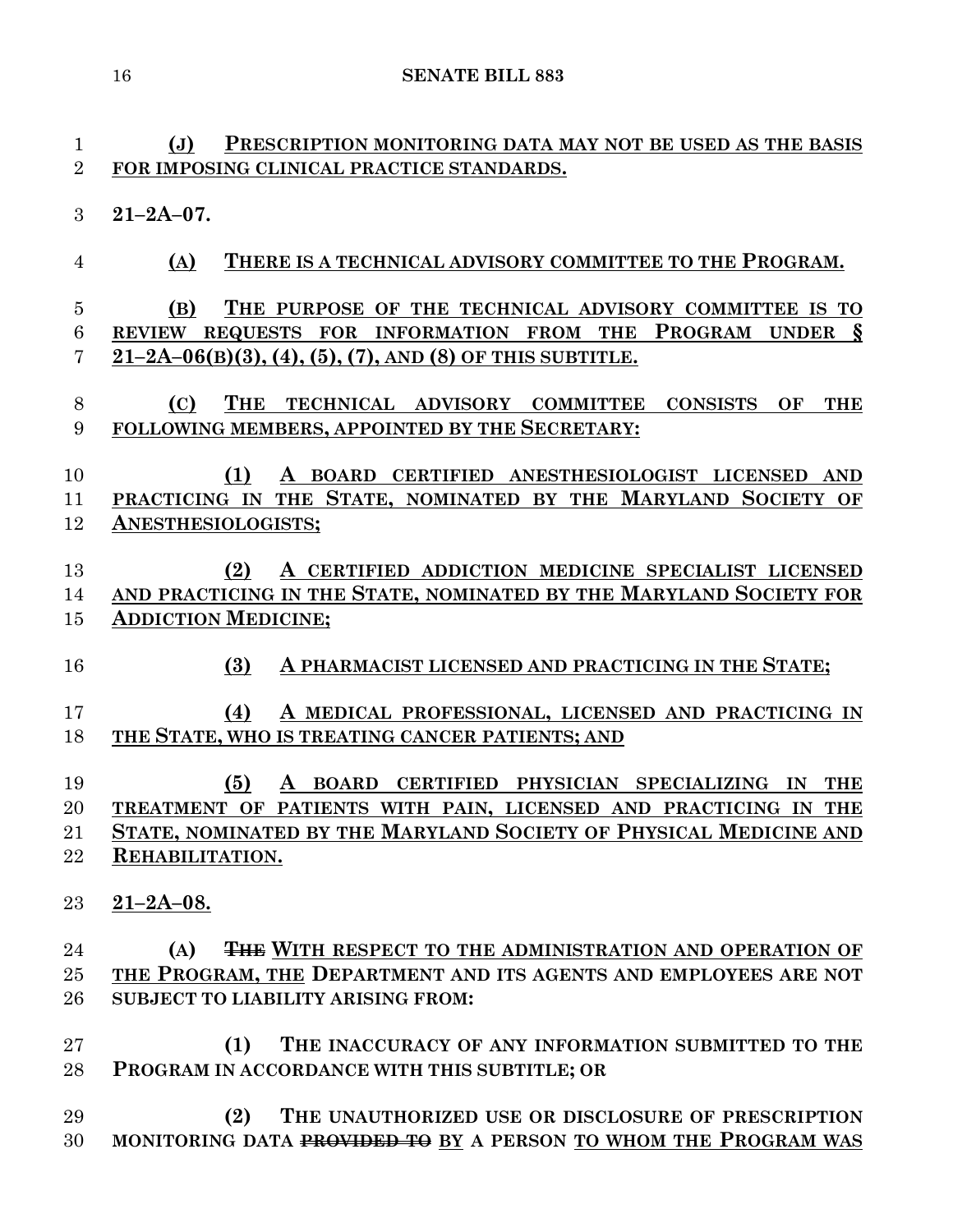**(J) PRESCRIPTION MONITORING DATA MAY NOT BE USED AS THE BASIS FOR IMPOSING CLINICAL PRACTICE STANDARDS.**

**21–2A–07.**

**(A) THERE IS A TECHNICAL ADVISORY COMMITTEE TO THE PROGRAM.**

**(B) THE PURPOSE OF THE TECHNICAL ADVISORY COMMITTEE IS TO REVIEW REQUESTS FOR INFORMATION FROM THE PROGRAM UNDER § 21–2A–06(B)(3), (4), (5), (7), AND (8) OF THIS SUBTITLE.**

**(C) THE TECHNICAL ADVISORY COMMITTEE CONSISTS OF THE FOLLOWING MEMBERS, APPOINTED BY THE SECRETARY:**

**(1) A BOARD CERTIFIED ANESTHESIOLOGIST LICENSED AND PRACTICING IN THE STATE, NOMINATED BY THE MARYLAND SOCIETY OF ANESTHESIOLOGISTS;**

**(2) A CERTIFIED ADDICTION MEDICINE SPECIALIST LICENSED AND PRACTICING IN THE STATE, NOMINATED BY THE MARYLAND SOCIETY FOR ADDICTION MEDICINE;**

**(3) A PHARMACIST LICENSED AND PRACTICING IN THE STATE;**

**(4) A MEDICAL PROFESSIONAL, LICENSED AND PRACTICING IN THE STATE, WHO IS TREATING CANCER PATIENTS; AND**

**(5) A BOARD CERTIFIED PHYSICIAN SPECIALIZING IN THE TREATMENT OF PATIENTS WITH PAIN, LICENSED AND PRACTICING IN THE STATE, NOMINATED BY THE MARYLAND SOCIETY OF PHYSICAL MEDICINE AND REHABILITATION.**

**21–2A–08.**

**(A) ~~THE~~ WITH RESPECT TO THE ADMINISTRATION AND OPERATION OF THE PROGRAM, THE DEPARTMENT AND ITS AGENTS AND EMPLOYEES ARE NOT SUBJECT TO LIABILITY ARISING FROM:**

**(1) THE INACCURACY OF ANY INFORMATION SUBMITTED TO THE PROGRAM IN ACCORDANCE WITH THIS SUBTITLE; OR**

**(2) THE UNAUTHORIZED USE OR DISCLOSURE OF PRESCRIPTION MONITORING DATA ~~PROVIDED TO~~ BY A PERSON TO WHOM THE PROGRAM WAS**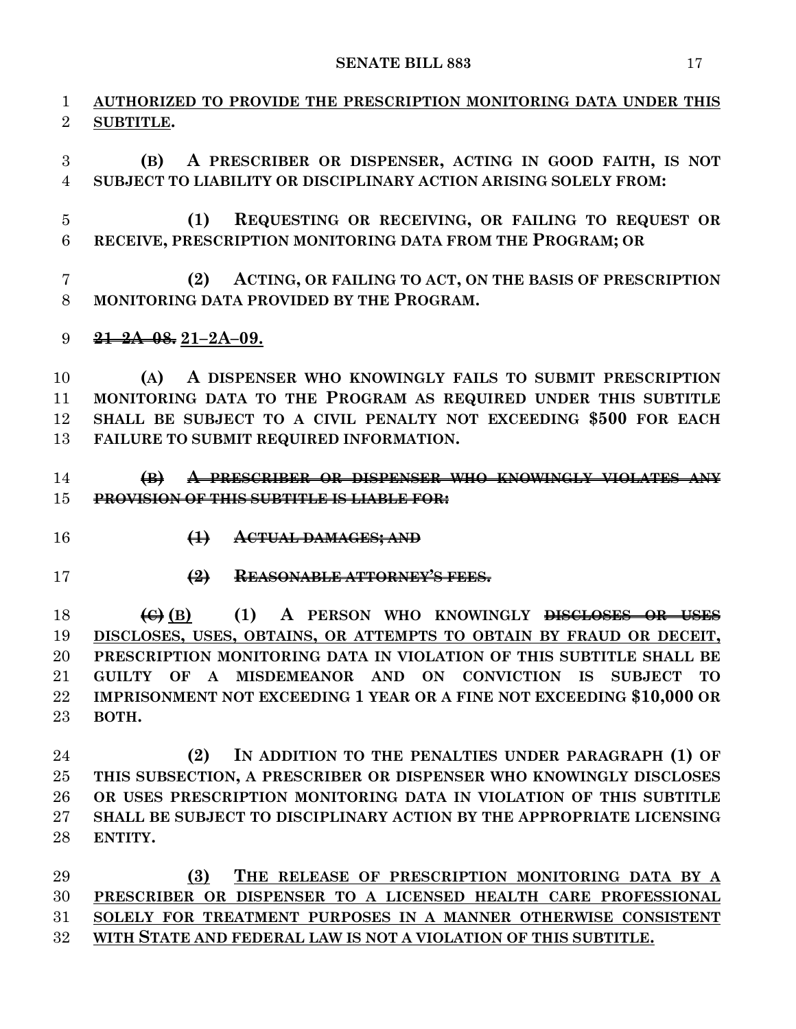AUTHORIZED TO PROVIDE THE PRESCRIPTION MONITORING DATA UNDER THIS SUBTITLE.

(B) A PRESCRIBER OR DISPENSER, ACTING IN GOOD FAITH, IS NOT SUBJECT TO LIABILITY OR DISCIPLINARY ACTION ARISING SOLELY FROM:

(1) REQUESTING OR RECEIVING, OR FAILING TO REQUEST OR RECEIVE, PRESCRIPTION MONITORING DATA FROM THE PROGRAM; OR

(2) ACTING, OR FAILING TO ACT, ON THE BASIS OF PRESCRIPTION MONITORING DATA PROVIDED BY THE PROGRAM.

~~21–2A–08.~~ 21–2A–09.

(A) A DISPENSER WHO KNOWINGLY FAILS TO SUBMIT PRESCRIPTION MONITORING DATA TO THE PROGRAM AS REQUIRED UNDER THIS SUBTITLE SHALL BE SUBJECT TO A CIVIL PENALTY NOT EXCEEDING $500 FOR EACH FAILURE TO SUBMIT REQUIRED INFORMATION.

~~(B) A PRESCRIBER OR DISPENSER WHO KNOWINGLY VIOLATES ANY PROVISION OF THIS SUBTITLE IS LIABLE FOR:~~

~~(1) ACTUAL DAMAGES; AND~~

~~(2) REASONABLE ATTORNEY'S FEES.~~

~~(C)~~ (B) (1) A PERSON WHO KNOWINGLY ~~DISCLOSES OR USES~~ DISCLOSES, USES, OBTAINS, OR ATTEMPTS TO OBTAIN BY FRAUD OR DECEIT, PRESCRIPTION MONITORING DATA IN VIOLATION OF THIS SUBTITLE SHALL BE GUILTY OF A MISDEMEANOR AND ON CONVICTION IS SUBJECT TO IMPRISONMENT NOT EXCEEDING 1 YEAR OR A FINE NOT EXCEEDING $10,000 OR BOTH.

(2) IN ADDITION TO THE PENALTIES UNDER PARAGRAPH (1) OF THIS SUBSECTION, A PRESCRIBER OR DISPENSER WHO KNOWINGLY DISCLOSES OR USES PRESCRIPTION MONITORING DATA IN VIOLATION OF THIS SUBTITLE SHALL BE SUBJECT TO DISCIPLINARY ACTION BY THE APPROPRIATE LICENSING ENTITY.

(3) THE RELEASE OF PRESCRIPTION MONITORING DATA BY A PRESCRIBER OR DISPENSER TO A LICENSED HEALTH CARE PROFESSIONAL SOLELY FOR TREATMENT PURPOSES IN A MANNER OTHERWISE CONSISTENT WITH STATE AND FEDERAL LAW IS NOT A VIOLATION OF THIS SUBTITLE.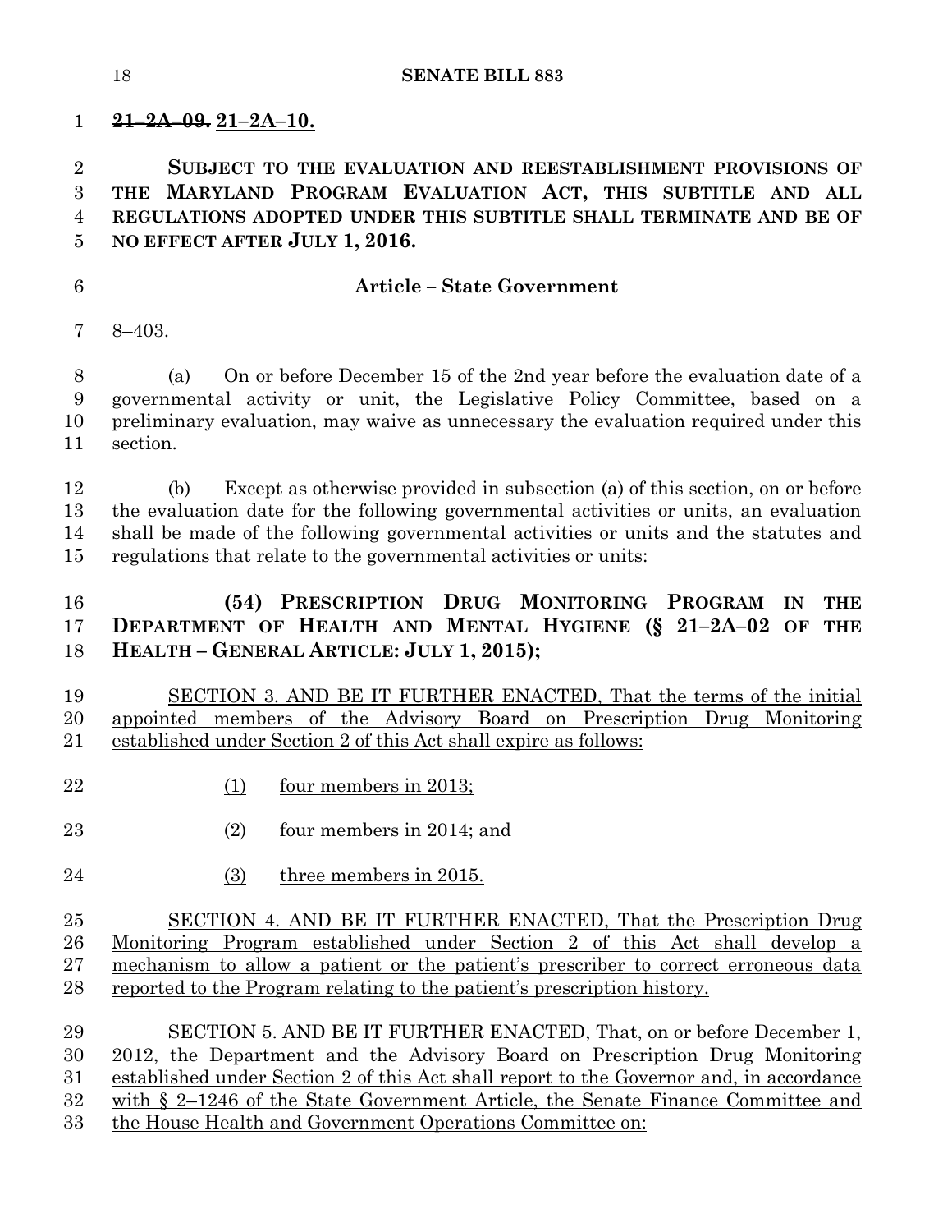~~21–2A–09.~~ 21–2A–10.

**SUBJECT TO THE EVALUATION AND REESTABLISHMENT PROVISIONS OF THE MARYLAND PROGRAM EVALUATION ACT, THIS SUBTITLE AND ALL REGULATIONS ADOPTED UNDER THIS SUBTITLE SHALL TERMINATE AND BE OF NO EFFECT AFTER JULY 1, 2016.**

**Article – State Government**

8–403.

(a) On or before December 15 of the 2nd year before the evaluation date of a governmental activity or unit, the Legislative Policy Committee, based on a preliminary evaluation, may waive as unnecessary the evaluation required under this section.

(b) Except as otherwise provided in subsection (a) of this section, on or before the evaluation date for the following governmental activities or units, an evaluation shall be made of the following governmental activities or units and the statutes and regulations that relate to the governmental activities or units:

**(54) PRESCRIPTION DRUG MONITORING PROGRAM IN THE DEPARTMENT OF HEALTH AND MENTAL HYGIENE (§ 21–2A–02 OF THE HEALTH – GENERAL ARTICLE: JULY 1, 2015);**

SECTION 3. AND BE IT FURTHER ENACTED, That the terms of the initial appointed members of the Advisory Board on Prescription Drug Monitoring established under Section 2 of this Act shall expire as follows:

(1) four members in 2013;

(2) four members in 2014; and

(3) three members in 2015.

SECTION 4. AND BE IT FURTHER ENACTED, That the Prescription Drug Monitoring Program established under Section 2 of this Act shall develop a mechanism to allow a patient or the patient's prescriber to correct erroneous data reported to the Program relating to the patient's prescription history.

SECTION 5. AND BE IT FURTHER ENACTED, That, on or before December 1, 2012, the Department and the Advisory Board on Prescription Drug Monitoring established under Section 2 of this Act shall report to the Governor and, in accordance with § 2–1246 of the State Government Article, the Senate Finance Committee and the House Health and Government Operations Committee on: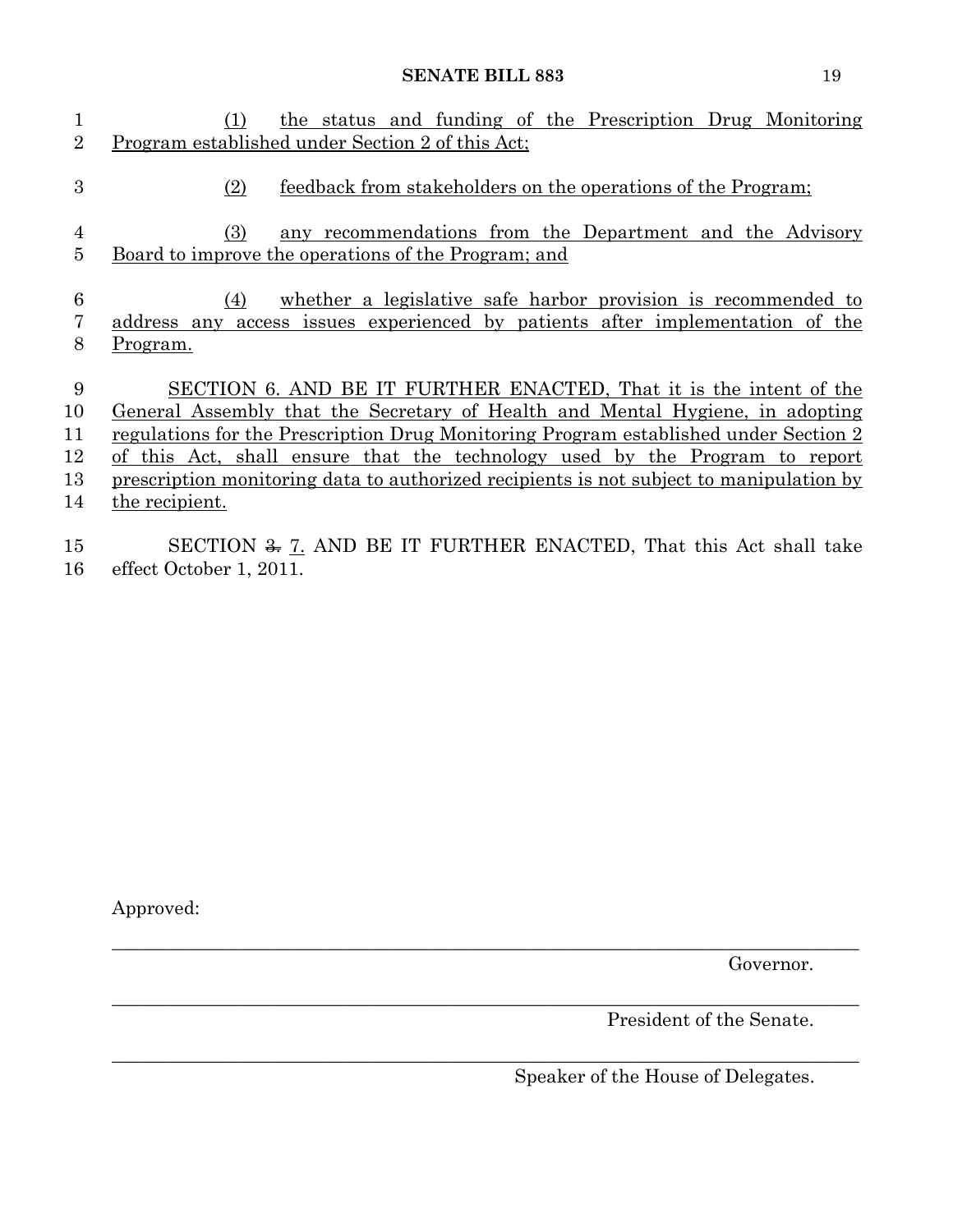(1) the status and funding of the Prescription Drug Monitoring Program established under Section 2 of this Act;

(2) feedback from stakeholders on the operations of the Program;

(3) any recommendations from the Department and the Advisory Board to improve the operations of the Program; and

(4) whether a legislative safe harbor provision is recommended to address any access issues experienced by patients after implementation of the Program.

SECTION 6. AND BE IT FURTHER ENACTED, That it is the intent of the General Assembly that the Secretary of Health and Mental Hygiene, in adopting regulations for the Prescription Drug Monitoring Program established under Section 2 of this Act, shall ensure that the technology used by the Program to report prescription monitoring data to authorized recipients is not subject to manipulation by the recipient.

SECTION ~~3.~~ 7. AND BE IT FURTHER ENACTED, That this Act shall take effect October 1, 2011.

Approved:

\_\_\_\_\_\_\_\_\_\_\_\_\_\_\_\_\_\_\_\_\_\_\_\_\_\_\_\_\_\_\_\_\_\_\_\_\_\_\_\_

Governor.

\_\_\_\_\_\_\_\_\_\_\_\_\_\_\_\_\_\_\_\_\_\_\_\_\_\_\_\_\_\_\_\_\_\_\_\_\_\_\_\_

President of the Senate.

\_\_\_\_\_\_\_\_\_\_\_\_\_\_\_\_\_\_\_\_\_\_\_\_\_\_\_\_\_\_\_\_\_\_\_\_\_\_\_\_

Speaker of the House of Delegates.